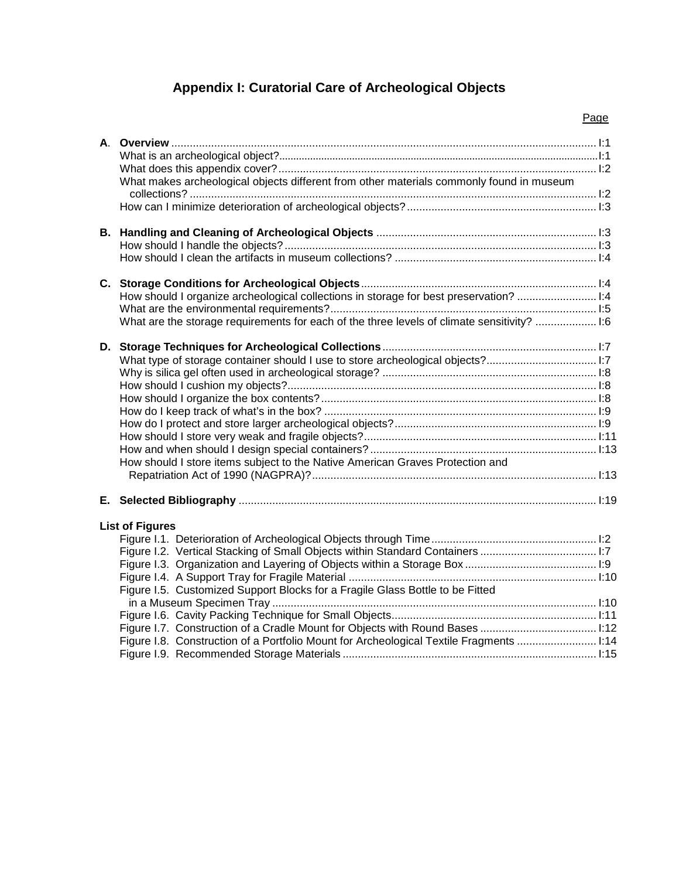# Appendix I: Curatorial Care of Archeological Objects

| | | Page |
|---|---|---|
| **A.** | **Overview** | I:1 |
| | What is an archeological object? | I:1 |
| | What does this appendix cover? | I:2 |
| | What makes archeological objects different from other materials commonly found in museum collections? | I:2 |
| | How can I minimize deterioration of archeological objects? | I:3 |
| **B.** | **Handling and Cleaning of Archeological Objects** | I:3 |
| | How should I handle the objects? | I:3 |
| | How should I clean the artifacts in museum collections? | I:4 |
| **C.** | **Storage Conditions for Archeological Objects** | I:4 |
| | How should I organize archeological collections in storage for best preservation? | I:4 |
| | What are the environmental requirements? | I:5 |
| | What are the storage requirements for each of the three levels of climate sensitivity? | I:6 |
| **D.** | **Storage Techniques for Archeological Collections** | I:7 |
| | What type of storage container should I use to store archeological objects? | I:7 |
| | Why is silica gel often used in archeological storage? | I:8 |
| | How should I cushion my objects? | I:8 |
| | How should I organize the box contents? | I:8 |
| | How do I keep track of what's in the box? | I:9 |
| | How do I protect and store larger archeological objects? | I:9 |
| | How should I store very weak and fragile objects? | I:11 |
| | How and when should I design special containers? | I:13 |
| | How should I store items subject to the Native American Graves Protection and Repatriation Act of 1990 (NAGPRA)? | I:13 |
| **E.** | **Selected Bibliography** | I:19 |

**List of Figures**

| | |
|---|---|
| Figure I.1. Deterioration of Archeological Objects through Time | I:2 |
| Figure I.2. Vertical Stacking of Small Objects within Standard Containers | I:7 |
| Figure I.3. Organization and Layering of Objects within a Storage Box | I:9 |
| Figure I.4. A Support Tray for Fragile Material | I:10 |
| Figure I.5. Customized Support Blocks for a Fragile Glass Bottle to be Fitted in a Museum Specimen Tray | I:10 |
| Figure I.6. Cavity Packing Technique for Small Objects | I:11 |
| Figure I.7. Construction of a Cradle Mount for Objects with Round Bases | I:12 |
| Figure I.8. Construction of a Portfolio Mount for Archeological Textile Fragments | I:14 |
| Figure I.9. Recommended Storage Materials | I:15 |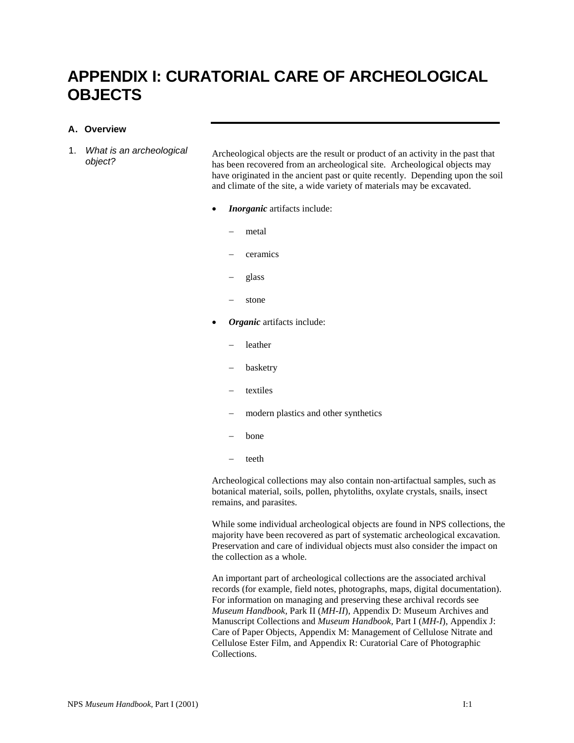# APPENDIX I: CURATORIAL CARE OF ARCHEOLOGICAL OBJECTS

## A. Overview

### 1. *What is an archeological object?*

Archeological objects are the result or product of an activity in the past that has been recovered from an archeological site. Archeological objects may have originated in the ancient past or quite recently. Depending upon the soil and climate of the site, a wide variety of materials may be excavated.

- ***Inorganic*** artifacts include:
  - metal
  - ceramics
  - glass
  - stone
- ***Organic*** artifacts include:
  - leather
  - basketry
  - textiles
  - modern plastics and other synthetics
  - bone
  - teeth

Archeological collections may also contain non-artifactual samples, such as botanical material, soils, pollen, phytoliths, oxylate crystals, snails, insect remains, and parasites.

While some individual archeological objects are found in NPS collections, the majority have been recovered as part of systematic archeological excavation. Preservation and care of individual objects must also consider the impact on the collection as a whole.

An important part of archeological collections are the associated archival records (for example, field notes, photographs, maps, digital documentation). For information on managing and preserving these archival records see *Museum Handbook,* Park II (*MH-II*), Appendix D: Museum Archives and Manuscript Collections and *Museum Handbook,* Part I (*MH-I*), Appendix J: Care of Paper Objects, Appendix M: Management of Cellulose Nitrate and Cellulose Ester Film, and Appendix R: Curatorial Care of Photographic Collections.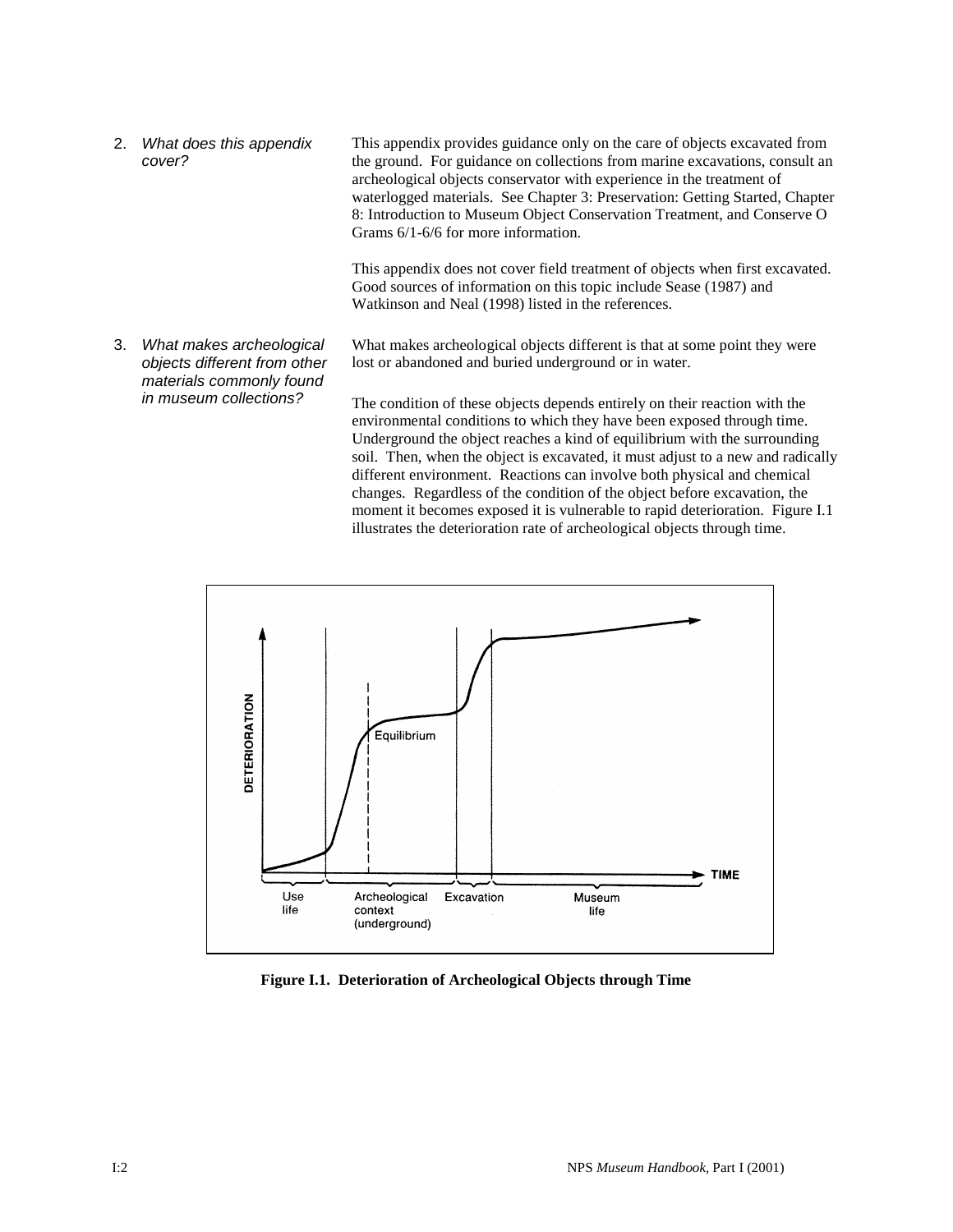2. *What does this appendix cover?*

This appendix provides guidance only on the care of objects excavated from the ground. For guidance on collections from marine excavations, consult an archeological objects conservator with experience in the treatment of waterlogged materials. See Chapter 3: Preservation: Getting Started, Chapter 8: Introduction to Museum Object Conservation Treatment, and Conserve O Grams 6/1-6/6 for more information.

This appendix does not cover field treatment of objects when first excavated. Good sources of information on this topic include Sease (1987) and Watkinson and Neal (1998) listed in the references.

3. *What makes archeological objects different from other materials commonly found in museum collections?*

What makes archeological objects different is that at some point they were lost or abandoned and buried underground or in water.

The condition of these objects depends entirely on their reaction with the environmental conditions to which they have been exposed through time. Underground the object reaches a kind of equilibrium with the surrounding soil. Then, when the object is excavated, it must adjust to a new and radically different environment. Reactions can involve both physical and chemical changes. Regardless of the condition of the object before excavation, the moment it becomes exposed it is vulnerable to rapid deterioration. Figure I.1 illustrates the deterioration rate of archeological objects through time.

**Figure I.1. Deterioration of Archeological Objects through Time**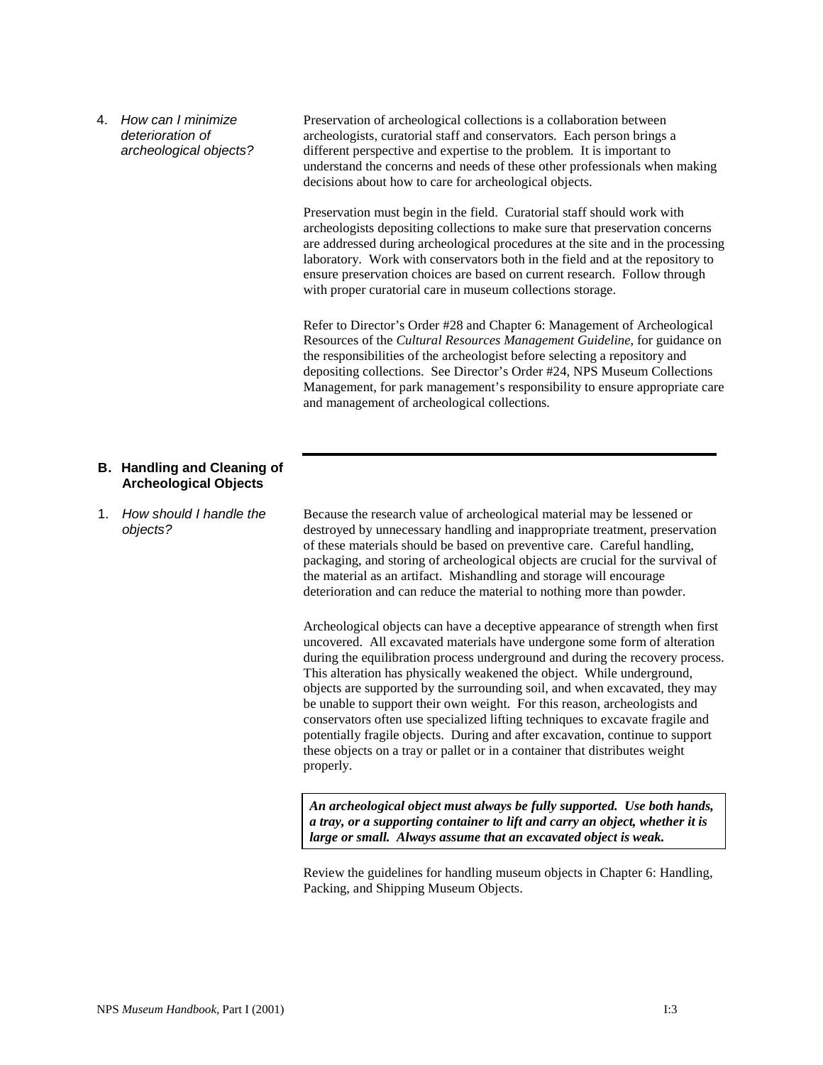4. *How can I minimize deterioration of archeological objects?*

Preservation of archeological collections is a collaboration between archeologists, curatorial staff and conservators. Each person brings a different perspective and expertise to the problem. It is important to understand the concerns and needs of these other professionals when making decisions about how to care for archeological objects.

Preservation must begin in the field. Curatorial staff should work with archeologists depositing collections to make sure that preservation concerns are addressed during archeological procedures at the site and in the processing laboratory. Work with conservators both in the field and at the repository to ensure preservation choices are based on current research. Follow through with proper curatorial care in museum collections storage.

Refer to Director's Order #28 and Chapter 6: Management of Archeological Resources of the *Cultural Resources Management Guideline*, for guidance on the responsibilities of the archeologist before selecting a repository and depositing collections. See Director's Order #24, NPS Museum Collections Management, for park management's responsibility to ensure appropriate care and management of archeological collections.

## B. Handling and Cleaning of Archeological Objects

1. *How should I handle the objects?*

Because the research value of archeological material may be lessened or destroyed by unnecessary handling and inappropriate treatment, preservation of these materials should be based on preventive care. Careful handling, packaging, and storing of archeological objects are crucial for the survival of the material as an artifact. Mishandling and storage will encourage deterioration and can reduce the material to nothing more than powder.

Archeological objects can have a deceptive appearance of strength when first uncovered. All excavated materials have undergone some form of alteration during the equilibration process underground and during the recovery process. This alteration has physically weakened the object. While underground, objects are supported by the surrounding soil, and when excavated, they may be unable to support their own weight. For this reason, archeologists and conservators often use specialized lifting techniques to excavate fragile and potentially fragile objects. During and after excavation, continue to support these objects on a tray or pallet or in a container that distributes weight properly.

***An archeological object must always be fully supported. Use both hands, a tray, or a supporting container to lift and carry an object, whether it is large or small. Always assume that an excavated object is weak.***

Review the guidelines for handling museum objects in Chapter 6: Handling, Packing, and Shipping Museum Objects.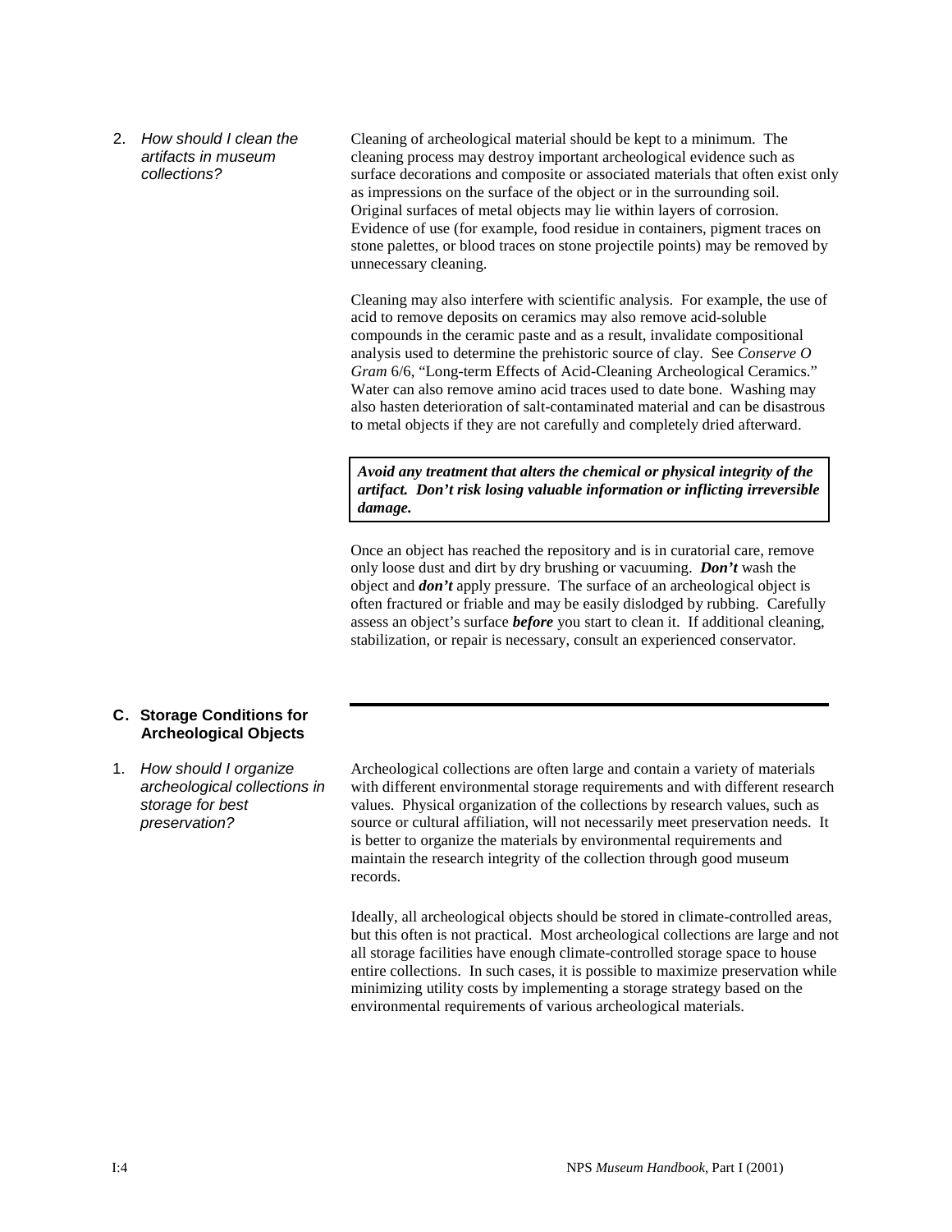2. *How should I clean the artifacts in museum collections?*

Cleaning of archeological material should be kept to a minimum. The cleaning process may destroy important archeological evidence such as surface decorations and composite or associated materials that often exist only as impressions on the surface of the object or in the surrounding soil. Original surfaces of metal objects may lie within layers of corrosion. Evidence of use (for example, food residue in containers, pigment traces on stone palettes, or blood traces on stone projectile points) may be removed by unnecessary cleaning.

Cleaning may also interfere with scientific analysis. For example, the use of acid to remove deposits on ceramics may also remove acid-soluble compounds in the ceramic paste and as a result, invalidate compositional analysis used to determine the prehistoric source of clay. See *Conserve O Gram* 6/6, "Long-term Effects of Acid-Cleaning Archeological Ceramics." Water can also remove amino acid traces used to date bone. Washing may also hasten deterioration of salt-contaminated material and can be disastrous to metal objects if they are not carefully and completely dried afterward.

> ***Avoid any treatment that alters the chemical or physical integrity of the artifact. Don't risk losing valuable information or inflicting irreversible damage.***

Once an object has reached the repository and is in curatorial care, remove only loose dust and dirt by dry brushing or vacuuming. ***Don't*** wash the object and ***don't*** apply pressure. The surface of an archeological object is often fractured or friable and may be easily dislodged by rubbing. Carefully assess an object's surface ***before*** you start to clean it. If additional cleaning, stabilization, or repair is necessary, consult an experienced conservator.

## C. Storage Conditions for Archeological Objects

1. *How should I organize archeological collections in storage for best preservation?*

Archeological collections are often large and contain a variety of materials with different environmental storage requirements and with different research values. Physical organization of the collections by research values, such as source or cultural affiliation, will not necessarily meet preservation needs. It is better to organize the materials by environmental requirements and maintain the research integrity of the collection through good museum records.

Ideally, all archeological objects should be stored in climate-controlled areas, but this often is not practical. Most archeological collections are large and not all storage facilities have enough climate-controlled storage space to house entire collections. In such cases, it is possible to maximize preservation while minimizing utility costs by implementing a storage strategy based on the environmental requirements of various archeological materials.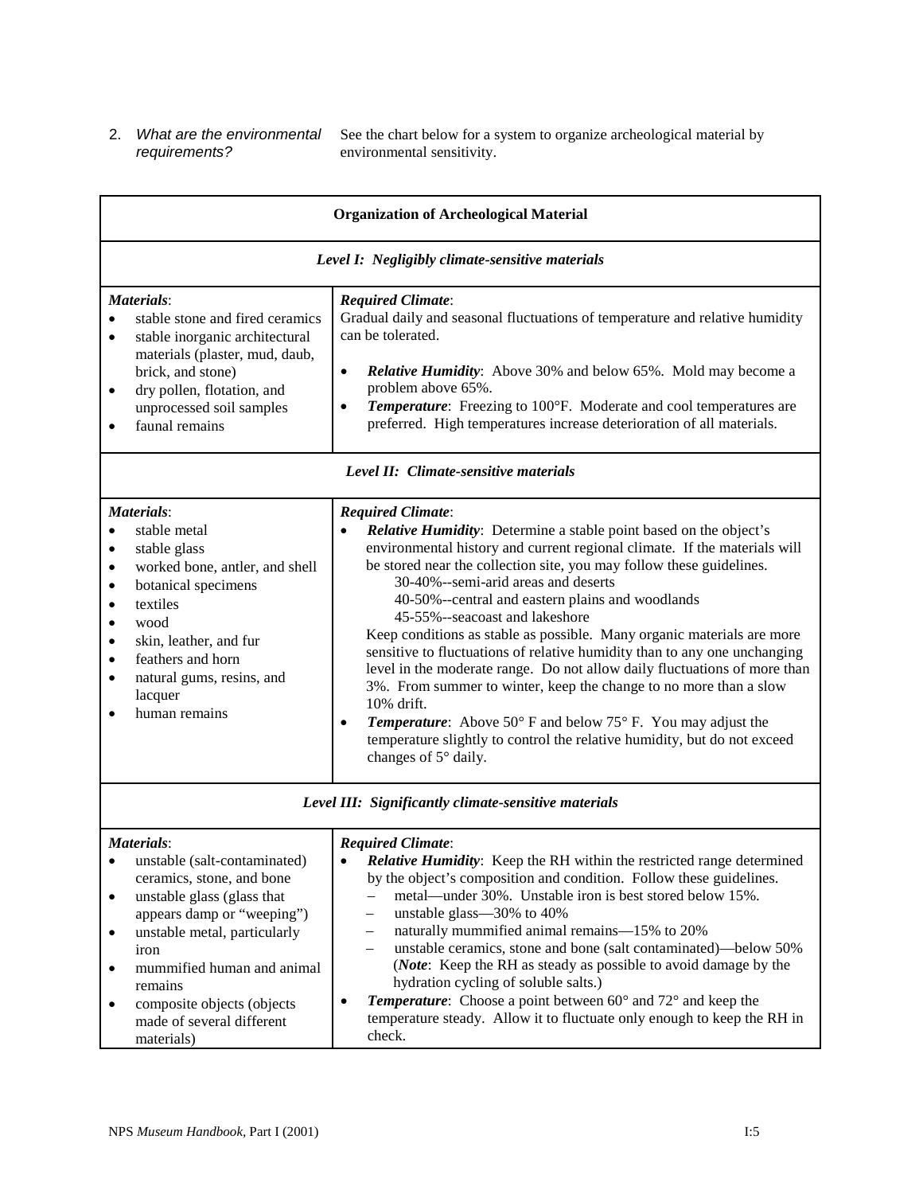2. *What are the environmental requirements?* See the chart below for a system to organize archeological material by environmental sensitivity.

| **Organization of Archeological Material** | |
|---|---|
| ***Level I: Negligibly climate-sensitive materials*** | |
| ***Materials***:<br>• stable stone and fired ceramics<br>• stable inorganic architectural materials (plaster, mud, daub, brick, and stone)<br>• dry pollen, flotation, and unprocessed soil samples<br>• faunal remains | ***Required Climate***:<br>Gradual daily and seasonal fluctuations of temperature and relative humidity can be tolerated.<br>• ***Relative Humidity***: Above 30% and below 65%. Mold may become a problem above 65%.<br>• ***Temperature***: Freezing to 100°F. Moderate and cool temperatures are preferred. High temperatures increase deterioration of all materials. |
| ***Level II: Climate-sensitive materials*** | |
| ***Materials***:<br>• stable metal<br>• stable glass<br>• worked bone, antler, and shell<br>• botanical specimens<br>• textiles<br>• wood<br>• skin, leather, and fur<br>• feathers and horn<br>• natural gums, resins, and lacquer<br>• human remains | ***Required Climate***:<br>• ***Relative Humidity***: Determine a stable point based on the object's environmental history and current regional climate. If the materials will be stored near the collection site, you may follow these guidelines.<br>30-40%--semi-arid areas and deserts<br>40-50%--central and eastern plains and woodlands<br>45-55%--seacoast and lakeshore<br>Keep conditions as stable as possible. Many organic materials are more sensitive to fluctuations of relative humidity than to any one unchanging level in the moderate range. Do not allow daily fluctuations of more than 3%. From summer to winter, keep the change to no more than a slow 10% drift.<br>• ***Temperature***: Above 50° F and below 75° F. You may adjust the temperature slightly to control the relative humidity, but do not exceed changes of 5° daily. |
| ***Level III: Significantly climate-sensitive materials*** | |
| ***Materials***:<br>• unstable (salt-contaminated) ceramics, stone, and bone<br>• unstable glass (glass that appears damp or "weeping")<br>• unstable metal, particularly iron<br>• mummified human and animal remains<br>• composite objects (objects made of several different materials) | ***Required Climate***:<br>• ***Relative Humidity***: Keep the RH within the restricted range determined by the object's composition and condition. Follow these guidelines.<br>– metal—under 30%. Unstable iron is best stored below 15%.<br>– unstable glass—30% to 40%<br>– naturally mummified animal remains—15% to 20%<br>– unstable ceramics, stone and bone (salt contaminated)—below 50%<br>(***Note***: Keep the RH as steady as possible to avoid damage by the hydration cycling of soluble salts.)<br>• ***Temperature***: Choose a point between 60° and 72° and keep the temperature steady. Allow it to fluctuate only enough to keep the RH in check. |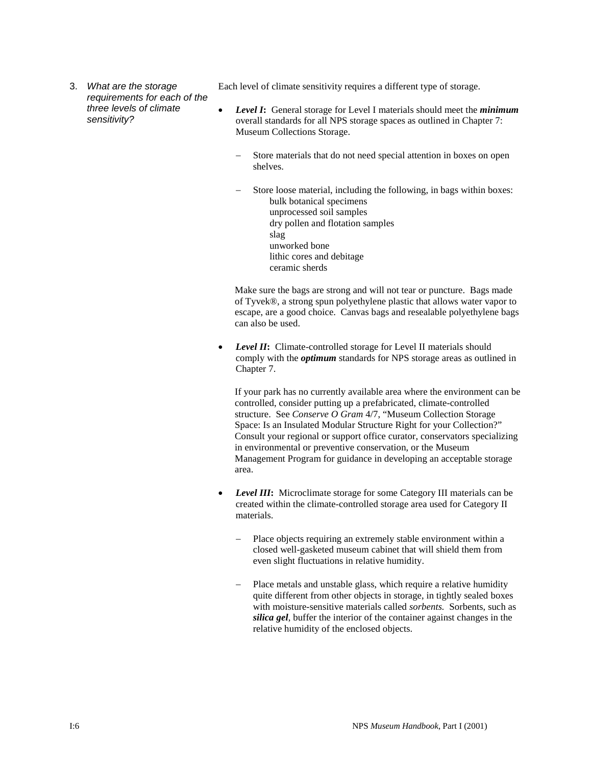3. *What are the storage requirements for each of the three levels of climate sensitivity?*

Each level of climate sensitivity requires a different type of storage.

- ***Level I*:** General storage for Level I materials should meet the ***minimum*** overall standards for all NPS storage spaces as outlined in Chapter 7: Museum Collections Storage.

  – Store materials that do not need special attention in boxes on open shelves.

  – Store loose material, including the following, in bags within boxes:
    - bulk botanical specimens
    - unprocessed soil samples
    - dry pollen and flotation samples
    - slag
    - unworked bone
    - lithic cores and debitage
    - ceramic sherds

  Make sure the bags are strong and will not tear or puncture. Bags made of Tyvek®, a strong spun polyethylene plastic that allows water vapor to escape, are a good choice. Canvas bags and resealable polyethylene bags can also be used.

- ***Level II*:** Climate-controlled storage for Level II materials should comply with the ***optimum*** standards for NPS storage areas as outlined in Chapter 7.

  If your park has no currently available area where the environment can be controlled, consider putting up a prefabricated, climate-controlled structure. See *Conserve O Gram* 4/7, "Museum Collection Storage Space: Is an Insulated Modular Structure Right for your Collection?" Consult your regional or support office curator, conservators specializing in environmental or preventive conservation, or the Museum Management Program for guidance in developing an acceptable storage area.

- ***Level III*:** Microclimate storage for some Category III materials can be created within the climate-controlled storage area used for Category II materials.

  – Place objects requiring an extremely stable environment within a closed well-gasketed museum cabinet that will shield them from even slight fluctuations in relative humidity.

  – Place metals and unstable glass, which require a relative humidity quite different from other objects in storage, in tightly sealed boxes with moisture-sensitive materials called *sorbents.* Sorbents, such as ***silica gel***, buffer the interior of the container against changes in the relative humidity of the enclosed objects.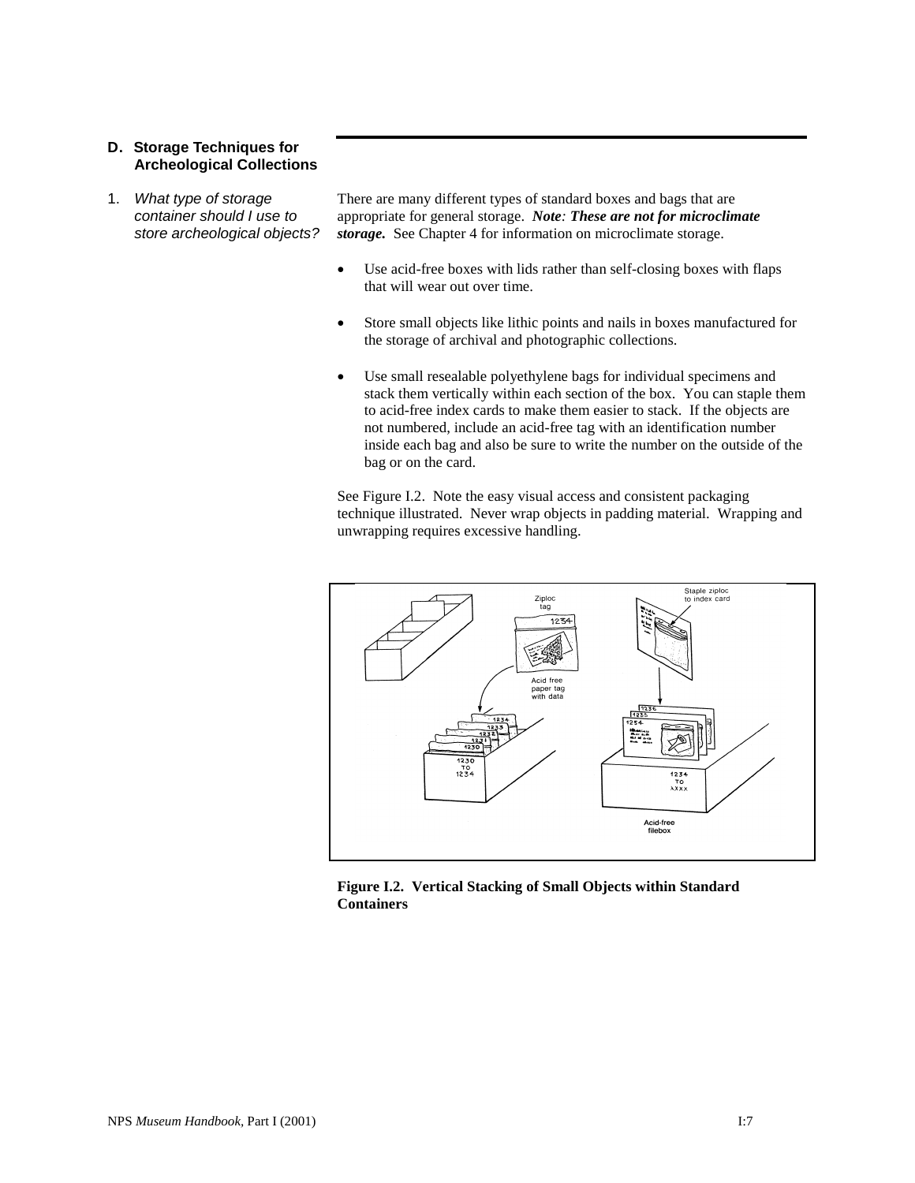## D. Storage Techniques for Archeological Collections

1. *What type of storage container should I use to store archeological objects?*

There are many different types of standard boxes and bags that are appropriate for general storage. ***Note: These are not for microclimate storage.*** See Chapter 4 for information on microclimate storage.

- Use acid-free boxes with lids rather than self-closing boxes with flaps that will wear out over time.
- Store small objects like lithic points and nails in boxes manufactured for the storage of archival and photographic collections.
- Use small resealable polyethylene bags for individual specimens and stack them vertically within each section of the box. You can staple them to acid-free index cards to make them easier to stack. If the objects are not numbered, include an acid-free tag with an identification number inside each bag and also be sure to write the number on the outside of the bag or on the card.

See Figure I.2. Note the easy visual access and consistent packaging technique illustrated. Never wrap objects in padding material. Wrapping and unwrapping requires excessive handling.

**Figure I.2. Vertical Stacking of Small Objects within Standard Containers**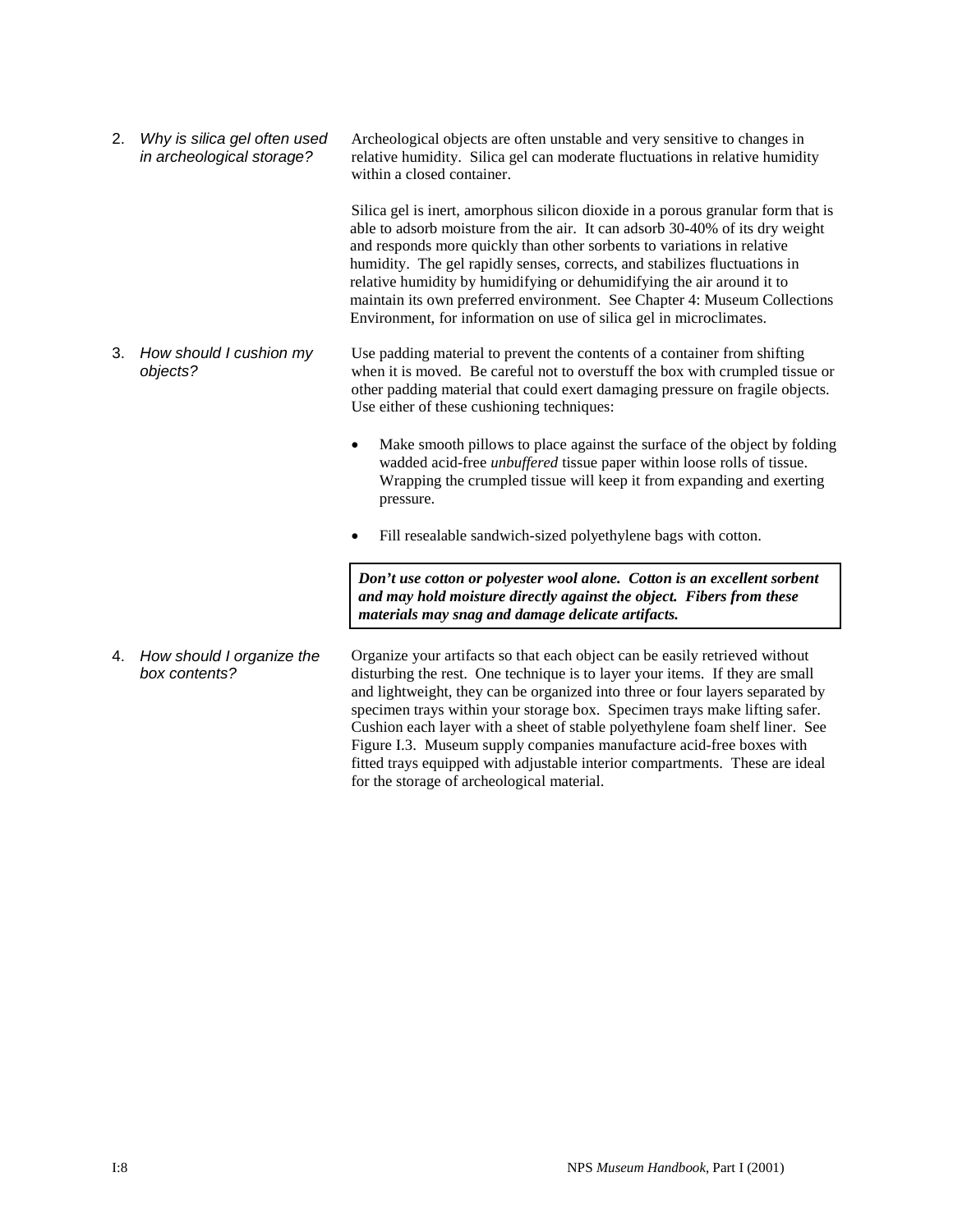2. *Why is silica gel often used in archeological storage?*

Archeological objects are often unstable and very sensitive to changes in relative humidity. Silica gel can moderate fluctuations in relative humidity within a closed container.

Silica gel is inert, amorphous silicon dioxide in a porous granular form that is able to adsorb moisture from the air. It can adsorb 30-40% of its dry weight and responds more quickly than other sorbents to variations in relative humidity. The gel rapidly senses, corrects, and stabilizes fluctuations in relative humidity by humidifying or dehumidifying the air around it to maintain its own preferred environment. See Chapter 4: Museum Collections Environment, for information on use of silica gel in microclimates.

3. *How should I cushion my objects?*

Use padding material to prevent the contents of a container from shifting when it is moved. Be careful not to overstuff the box with crumpled tissue or other padding material that could exert damaging pressure on fragile objects. Use either of these cushioning techniques:

- Make smooth pillows to place against the surface of the object by folding wadded acid-free *unbuffered* tissue paper within loose rolls of tissue. Wrapping the crumpled tissue will keep it from expanding and exerting pressure.
- Fill resealable sandwich-sized polyethylene bags with cotton.

***Don't use cotton or polyester wool alone. Cotton is an excellent sorbent and may hold moisture directly against the object. Fibers from these materials may snag and damage delicate artifacts.***

4. *How should I organize the box contents?*

Organize your artifacts so that each object can be easily retrieved without disturbing the rest. One technique is to layer your items. If they are small and lightweight, they can be organized into three or four layers separated by specimen trays within your storage box. Specimen trays make lifting safer. Cushion each layer with a sheet of stable polyethylene foam shelf liner. See Figure I.3. Museum supply companies manufacture acid-free boxes with fitted trays equipped with adjustable interior compartments. These are ideal for the storage of archeological material.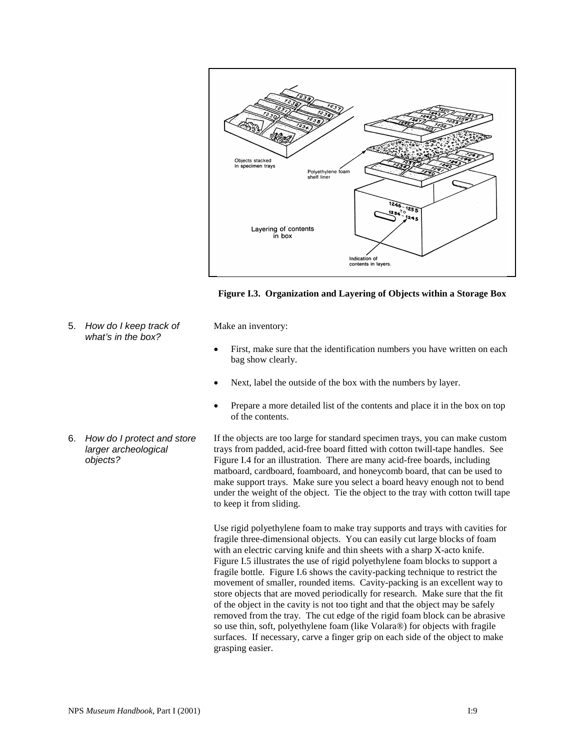**Figure I.3. Organization and Layering of Objects within a Storage Box**

5. *How do I keep track of what's in the box?*

Make an inventory:

- First, make sure that the identification numbers you have written on each bag show clearly.
- Next, label the outside of the box with the numbers by layer.
- Prepare a more detailed list of the contents and place it in the box on top of the contents.

6. *How do I protect and store larger archeological objects?*

If the objects are too large for standard specimen trays, you can make custom trays from padded, acid-free board fitted with cotton twill-tape handles. See Figure I.4 for an illustration. There are many acid-free boards, including matboard, cardboard, foamboard, and honeycomb board, that can be used to make support trays. Make sure you select a board heavy enough not to bend under the weight of the object. Tie the object to the tray with cotton twill tape to keep it from sliding.

Use rigid polyethylene foam to make tray supports and trays with cavities for fragile three-dimensional objects. You can easily cut large blocks of foam with an electric carving knife and thin sheets with a sharp X-acto knife. Figure I.5 illustrates the use of rigid polyethylene foam blocks to support a fragile bottle. Figure I.6 shows the cavity-packing technique to restrict the movement of smaller, rounded items. Cavity-packing is an excellent way to store objects that are moved periodically for research. Make sure that the fit of the object in the cavity is not too tight and that the object may be safely removed from the tray. The cut edge of the rigid foam block can be abrasive so use thin, soft, polyethylene foam (like Volara®) for objects with fragile surfaces. If necessary, carve a finger grip on each side of the object to make grasping easier.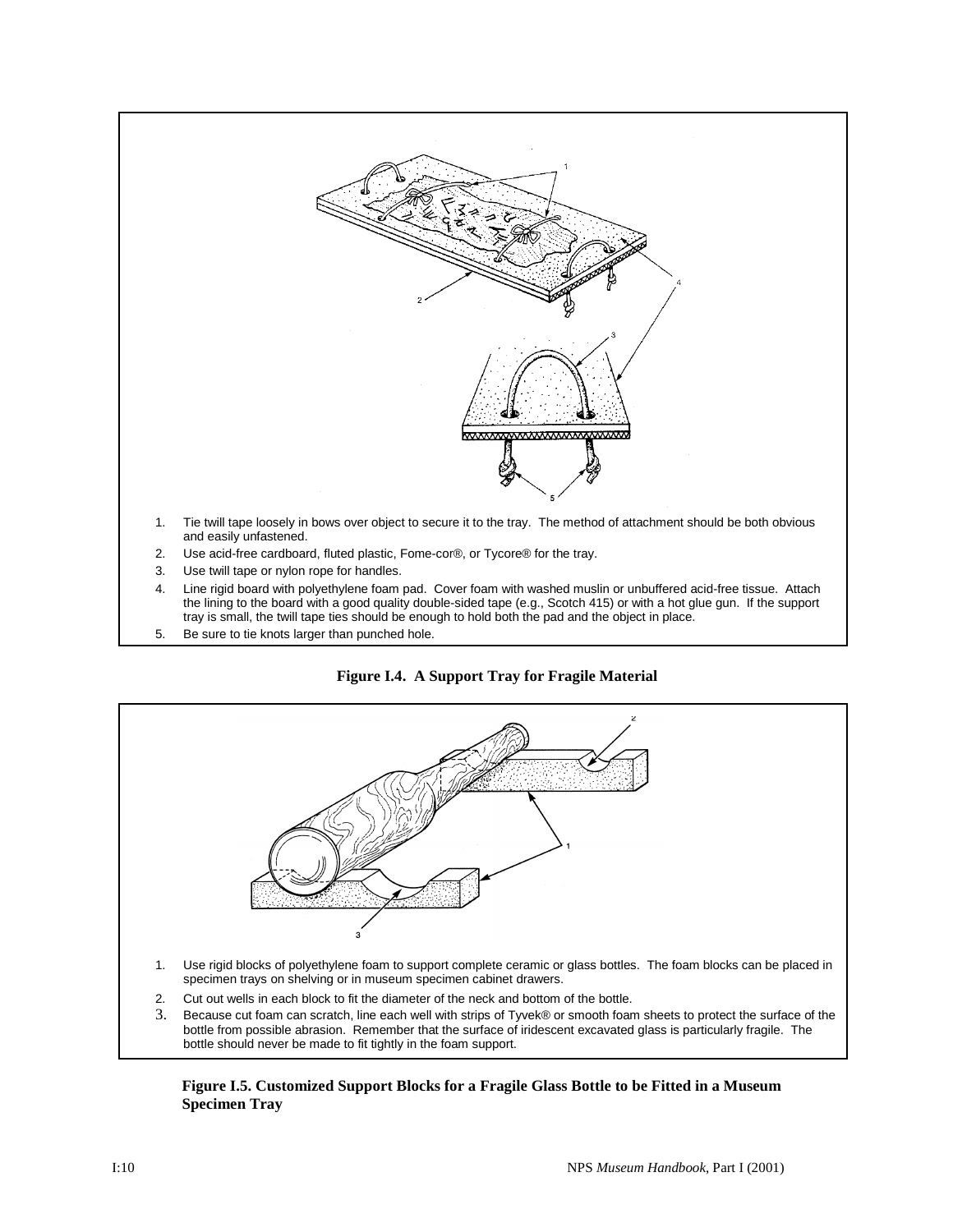1. Tie twill tape loosely in bows over object to secure it to the tray. The method of attachment should be both obvious and easily unfastened.
2. Use acid-free cardboard, fluted plastic, Fome-cor®, or Tycore® for the tray.
3. Use twill tape or nylon rope for handles.
4. Line rigid board with polyethylene foam pad. Cover foam with washed muslin or unbuffered acid-free tissue. Attach the lining to the board with a good quality double-sided tape (e.g., Scotch 415) or with a hot glue gun. If the support tray is small, the twill tape ties should be enough to hold both the pad and the object in place.
5. Be sure to tie knots larger than punched hole.

**Figure I.4. A Support Tray for Fragile Material**

1. Use rigid blocks of polyethylene foam to support complete ceramic or glass bottles. The foam blocks can be placed in specimen trays on shelving or in museum specimen cabinet drawers.
2. Cut out wells in each block to fit the diameter of the neck and bottom of the bottle.
3. Because cut foam can scratch, line each well with strips of Tyvek® or smooth foam sheets to protect the surface of the bottle from possible abrasion. Remember that the surface of iridescent excavated glass is particularly fragile. The bottle should never be made to fit tightly in the foam support.

**Figure I.5. Customized Support Blocks for a Fragile Glass Bottle to be Fitted in a Museum Specimen Tray**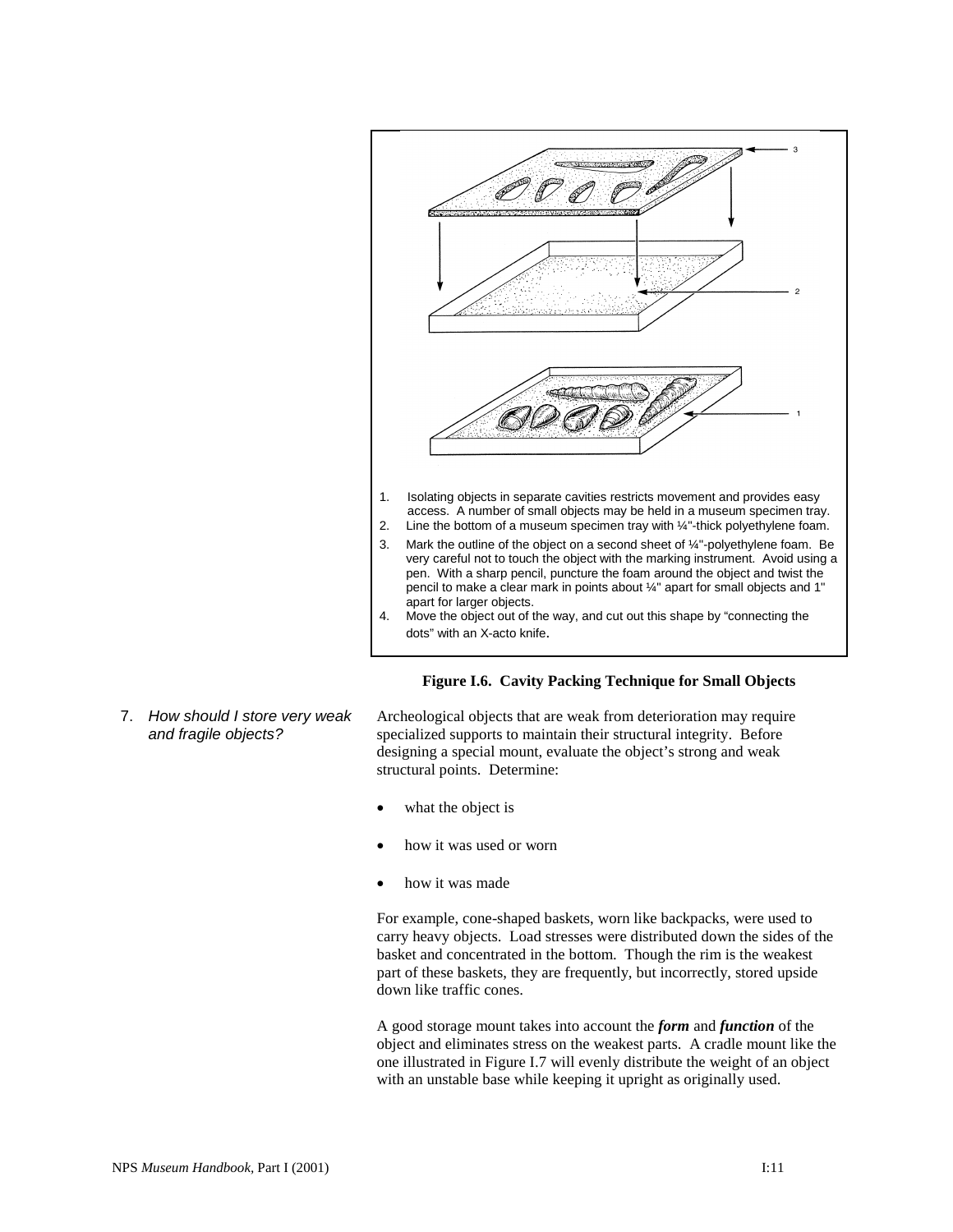1. Isolating objects in separate cavities restricts movement and provides easy access. A number of small objects may be held in a museum specimen tray.
2. Line the bottom of a museum specimen tray with ¼"-thick polyethylene foam.
3. Mark the outline of the object on a second sheet of ¼"-polyethylene foam. Be very careful not to touch the object with the marking instrument. Avoid using a pen. With a sharp pencil, puncture the foam around the object and twist the pencil to make a clear mark in points about ¼" apart for small objects and 1" apart for larger objects.
4. Move the object out of the way, and cut out this shape by "connecting the dots" with an X-acto knife.

**Figure I.6. Cavity Packing Technique for Small Objects**

7. *How should I store very weak and fragile objects?*

Archeological objects that are weak from deterioration may require specialized supports to maintain their structural integrity. Before designing a special mount, evaluate the object's strong and weak structural points. Determine:

- what the object is
- how it was used or worn
- how it was made

For example, cone-shaped baskets, worn like backpacks, were used to carry heavy objects. Load stresses were distributed down the sides of the basket and concentrated in the bottom. Though the rim is the weakest part of these baskets, they are frequently, but incorrectly, stored upside down like traffic cones.

A good storage mount takes into account the ***form*** and ***function*** of the object and eliminates stress on the weakest parts. A cradle mount like the one illustrated in Figure I.7 will evenly distribute the weight of an object with an unstable base while keeping it upright as originally used.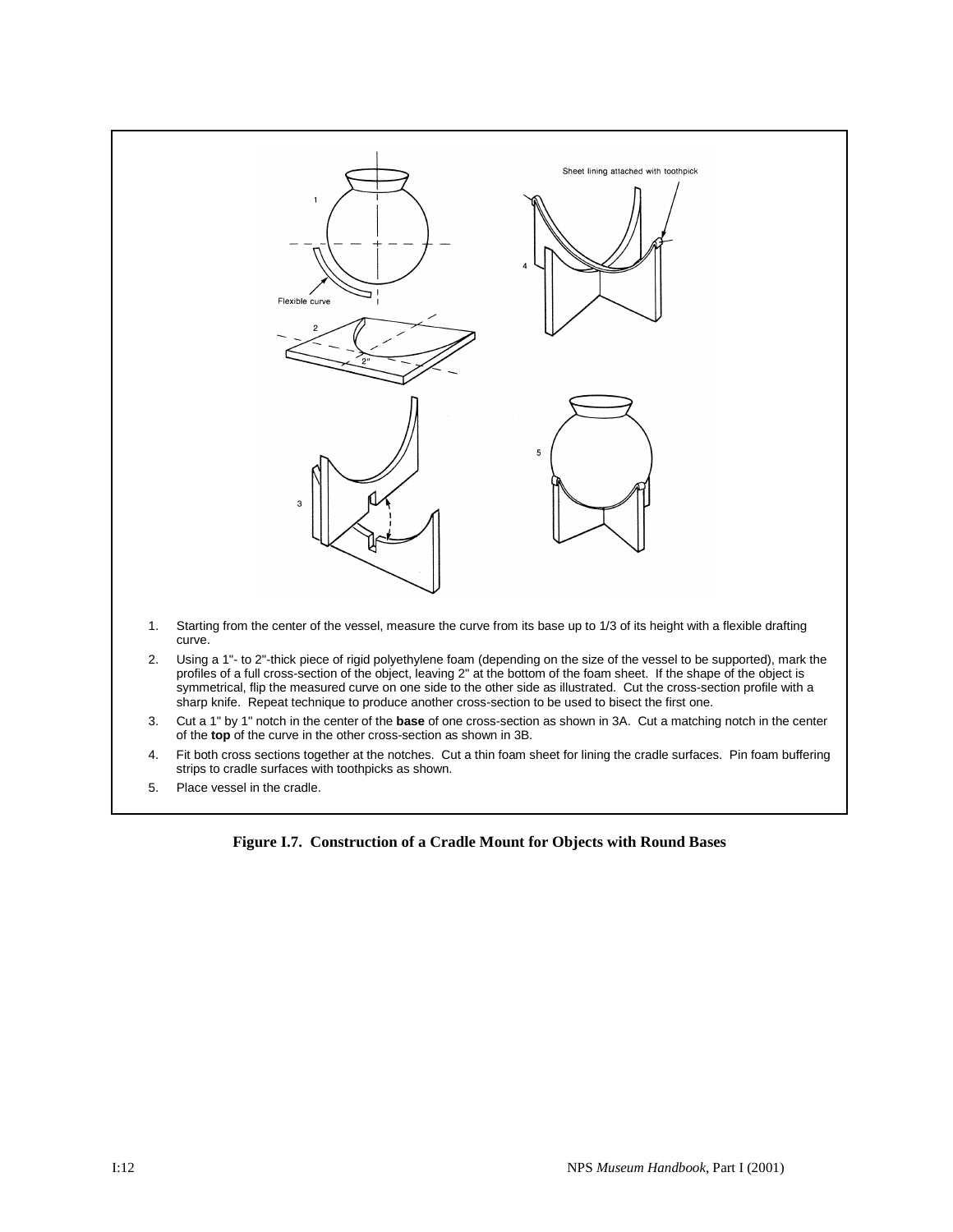1. Starting from the center of the vessel, measure the curve from its base up to 1/3 of its height with a flexible drafting curve.
2. Using a 1"- to 2"-thick piece of rigid polyethylene foam (depending on the size of the vessel to be supported), mark the profiles of a full cross-section of the object, leaving 2" at the bottom of the foam sheet. If the shape of the object is symmetrical, flip the measured curve on one side to the other side as illustrated. Cut the cross-section profile with a sharp knife. Repeat technique to produce another cross-section to be used to bisect the first one.
3. Cut a 1" by 1" notch in the center of the **base** of one cross-section as shown in 3A. Cut a matching notch in the center of the **top** of the curve in the other cross-section as shown in 3B.
4. Fit both cross sections together at the notches. Cut a thin foam sheet for lining the cradle surfaces. Pin foam buffering strips to cradle surfaces with toothpicks as shown.
5. Place vessel in the cradle.

**Figure I.7. Construction of a Cradle Mount for Objects with Round Bases**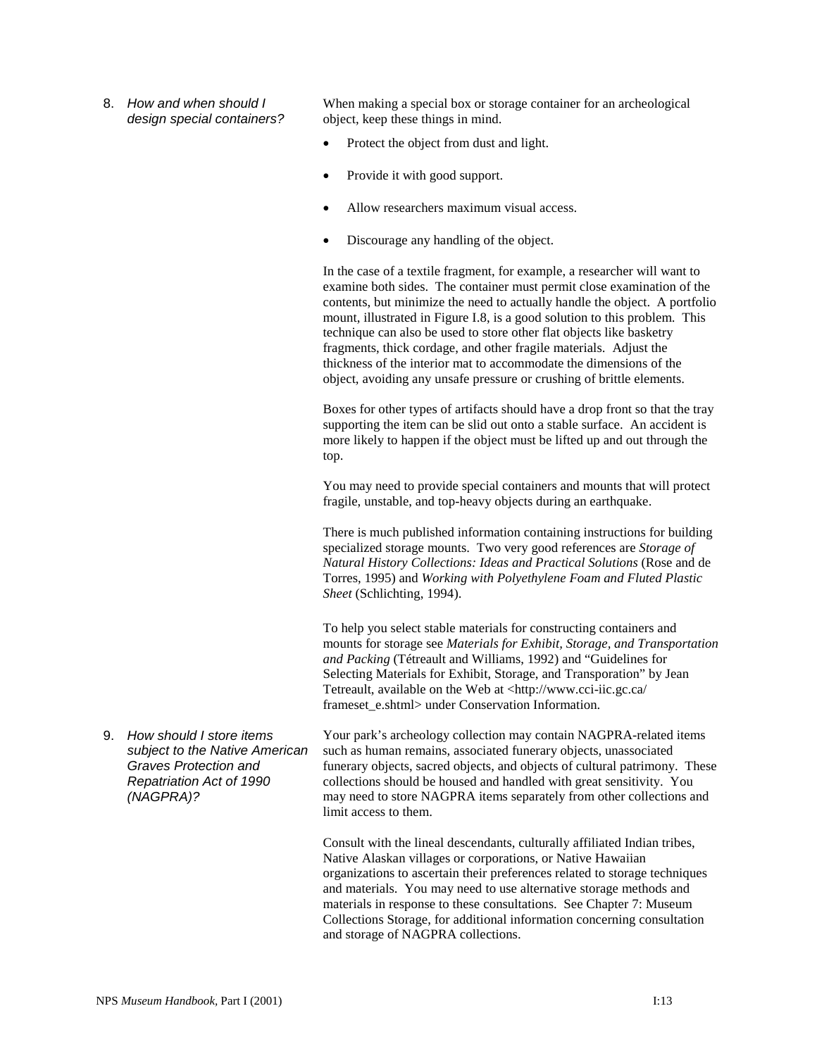### 8. *How and when should I design special containers?*

When making a special box or storage container for an archeological object, keep these things in mind.

- Protect the object from dust and light.
- Provide it with good support.
- Allow researchers maximum visual access.
- Discourage any handling of the object.

In the case of a textile fragment, for example, a researcher will want to examine both sides. The container must permit close examination of the contents, but minimize the need to actually handle the object. A portfolio mount, illustrated in Figure I.8, is a good solution to this problem. This technique can also be used to store other flat objects like basketry fragments, thick cordage, and other fragile materials. Adjust the thickness of the interior mat to accommodate the dimensions of the object, avoiding any unsafe pressure or crushing of brittle elements.

Boxes for other types of artifacts should have a drop front so that the tray supporting the item can be slid out onto a stable surface. An accident is more likely to happen if the object must be lifted up and out through the top.

You may need to provide special containers and mounts that will protect fragile, unstable, and top-heavy objects during an earthquake.

There is much published information containing instructions for building specialized storage mounts. Two very good references are *Storage of Natural History Collections: Ideas and Practical Solutions* (Rose and de Torres, 1995) and *Working with Polyethylene Foam and Fluted Plastic Sheet* (Schlichting, 1994).

To help you select stable materials for constructing containers and mounts for storage see *Materials for Exhibit, Storage, and Transportation and Packing* (Tétreault and Williams, 1992) and "Guidelines for Selecting Materials for Exhibit, Storage, and Transporation" by Jean Tetreault, available on the Web at <http://www.cci-iic.gc.ca/frameset_e.shtml> under Conservation Information.

### 9. *How should I store items subject to the Native American Graves Protection and Repatriation Act of 1990 (NAGPRA)?*

Your park's archeology collection may contain NAGPRA-related items such as human remains, associated funerary objects, unassociated funerary objects, sacred objects, and objects of cultural patrimony. These collections should be housed and handled with great sensitivity. You may need to store NAGPRA items separately from other collections and limit access to them.

Consult with the lineal descendants, culturally affiliated Indian tribes, Native Alaskan villages or corporations, or Native Hawaiian organizations to ascertain their preferences related to storage techniques and materials. You may need to use alternative storage methods and materials in response to these consultations. See Chapter 7: Museum Collections Storage, for additional information concerning consultation and storage of NAGPRA collections.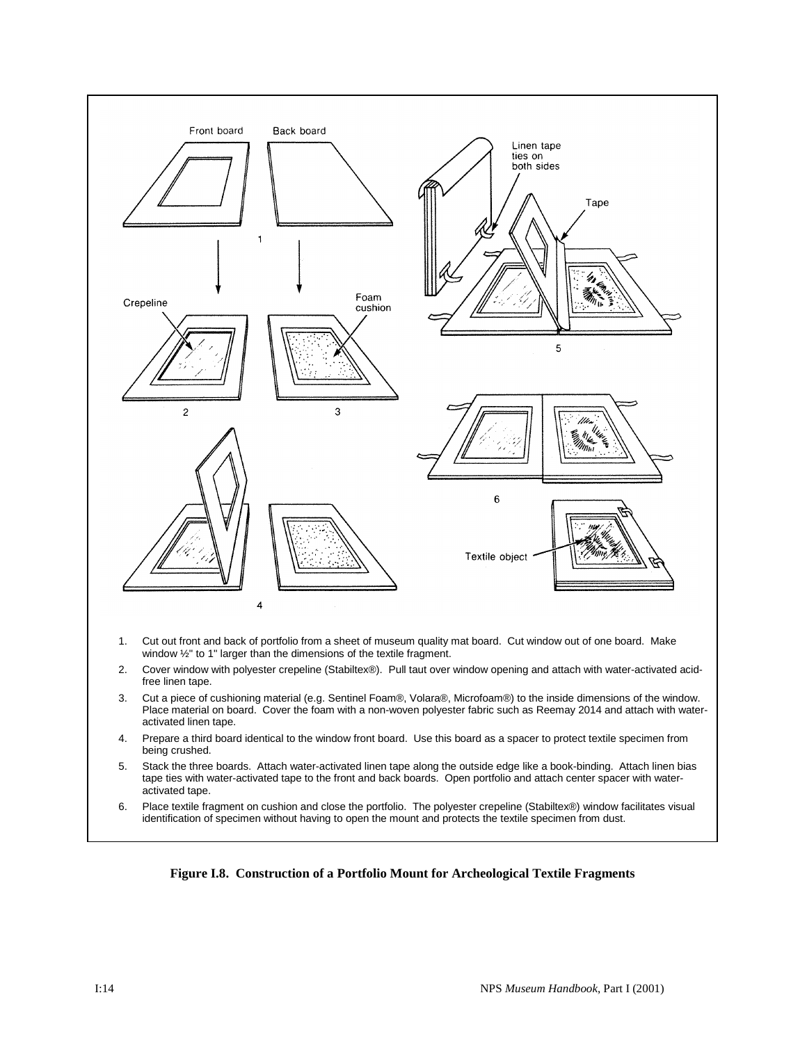1. Cut out front and back of portfolio from a sheet of museum quality mat board. Cut window out of one board. Make window ½" to 1" larger than the dimensions of the textile fragment.
2. Cover window with polyester crepeline (Stabiltex®). Pull taut over window opening and attach with water-activated acid-free linen tape.
3. Cut a piece of cushioning material (e.g. Sentinel Foam®, Volara®, Microfoam®) to the inside dimensions of the window. Place material on board. Cover the foam with a non-woven polyester fabric such as Reemay 2014 and attach with water-activated linen tape.
4. Prepare a third board identical to the window front board. Use this board as a spacer to protect textile specimen from being crushed.
5. Stack the three boards. Attach water-activated linen tape along the outside edge like a book-binding. Attach linen bias tape ties with water-activated tape to the front and back boards. Open portfolio and attach center spacer with water-activated tape.
6. Place textile fragment on cushion and close the portfolio. The polyester crepeline (Stabiltex®) window facilitates visual identification of specimen without having to open the mount and protects the textile specimen from dust.

**Figure I.8. Construction of a Portfolio Mount for Archeological Textile Fragments**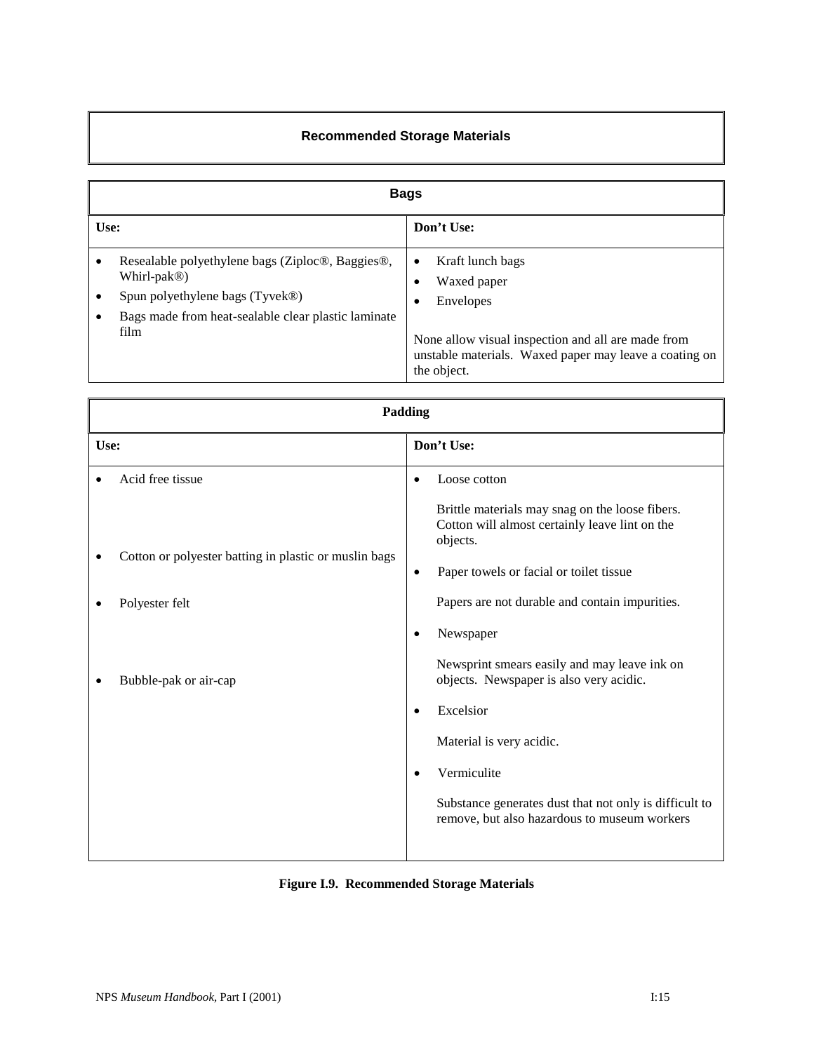## Recommended Storage Materials

| Bags | |
|---|---|
| **Use:** | **Don't Use:** |
| • Resealable polyethylene bags (Ziploc®, Baggies®, Whirl-pak®)<br>• Spun polyethylene bags (Tyvek®)<br>• Bags made from heat-sealable clear plastic laminate film | • Kraft lunch bags<br>• Waxed paper<br>• Envelopes<br><br>None allow visual inspection and all are made from unstable materials. Waxed paper may leave a coating on the object. |

| Padding | |
|---|---|
| **Use:** | **Don't Use:** |
| • Acid free tissue<br>• Cotton or polyester batting in plastic or muslin bags<br>• Polyester felt<br>• Bubble-pak or air-cap | • Loose cotton<br><br>Brittle materials may snag on the loose fibers. Cotton will almost certainly leave lint on the objects.<br><br>• Paper towels or facial or toilet tissue<br><br>Papers are not durable and contain impurities.<br><br>• Newspaper<br><br>Newsprint smears easily and may leave ink on objects. Newspaper is also very acidic.<br><br>• Excelsior<br><br>Material is very acidic.<br><br>• Vermiculite<br><br>Substance generates dust that not only is difficult to remove, but also hazardous to museum workers |

**Figure I.9. Recommended Storage Materials**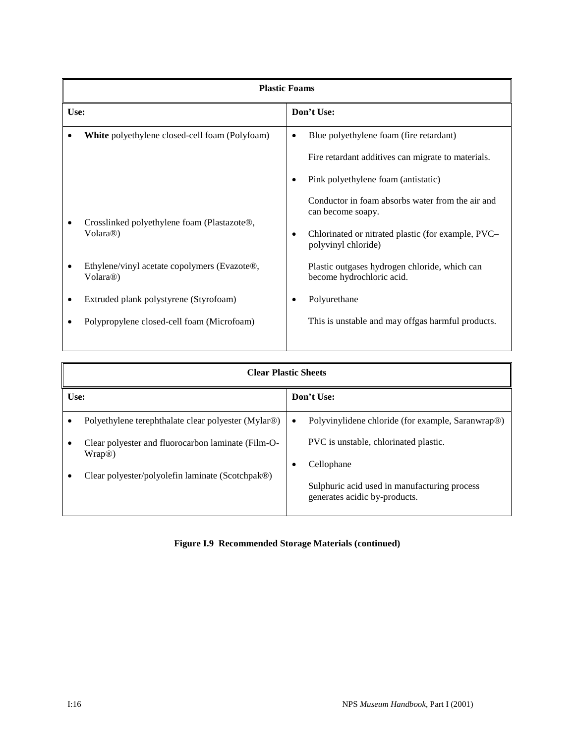| Plastic Foams | |
|---|---|
| **Use:** | **Don't Use:** |
| • **White** polyethylene closed-cell foam (Polyfoam) | • Blue polyethylene foam (fire retardant)<br><br>Fire retardant additives can migrate to materials.<br><br>• Pink polyethylene foam (antistatic)<br><br>Conductor in foam absorbs water from the air and can become soapy. |
| • Crosslinked polyethylene foam (Plastazote®, Volara®) | • Chlorinated or nitrated plastic (for example, PVC–polyvinyl chloride) |
| • Ethylene/vinyl acetate copolymers (Evazote®, Volara®) | Plastic outgases hydrogen chloride, which can become hydrochloric acid. |
| • Extruded plank polystyrene (Styrofoam) | • Polyurethane |
| • Polypropylene closed-cell foam (Microfoam) | This is unstable and may offgas harmful products. |

| Clear Plastic Sheets | |
|---|---|
| **Use:** | **Don't Use:** |
| • Polyethylene terephthalate clear polyester (Mylar®)<br><br>• Clear polyester and fluorocarbon laminate (Film-O-Wrap®)<br><br>• Clear polyester/polyolefin laminate (Scotchpak®) | • Polyvinylidene chloride (for example, Saranwrap®)<br><br>PVC is unstable, chlorinated plastic.<br><br>• Cellophane<br><br>Sulphuric acid used in manufacturing process generates acidic by-products. |

**Figure I.9 Recommended Storage Materials (continued)**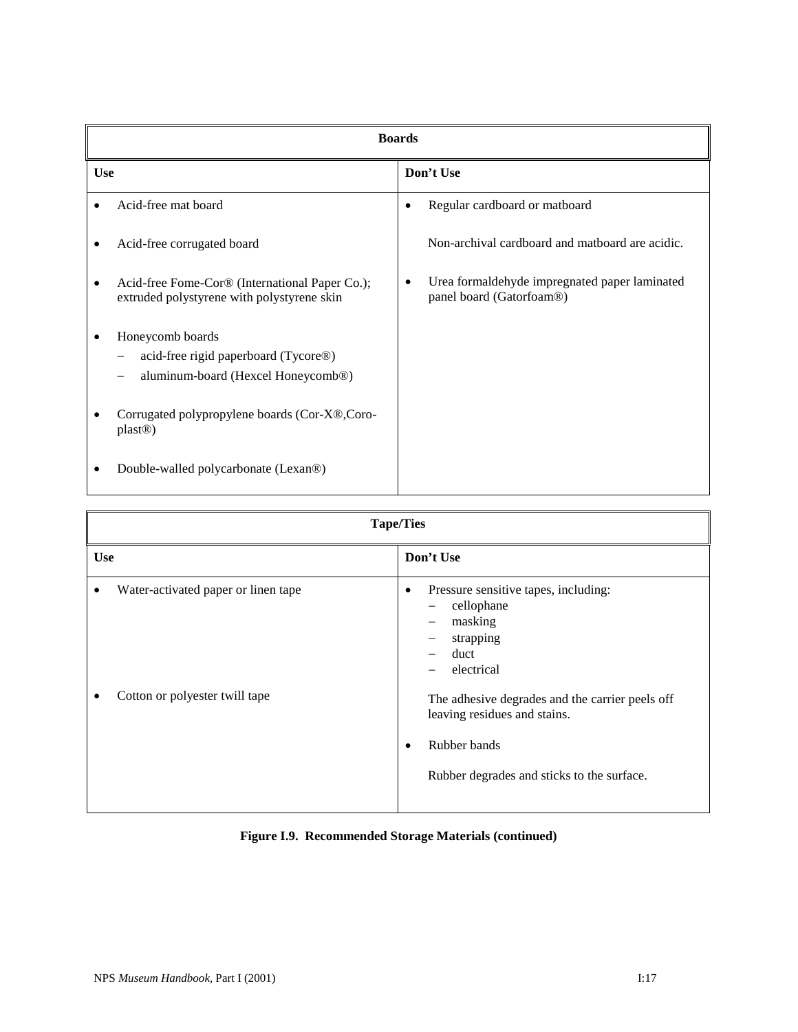| Boards | |
|---|---|
| **Use** | **Don't Use** |
| • Acid-free mat board | • Regular cardboard or matboard |
| • Acid-free corrugated board | Non-archival cardboard and matboard are acidic. |
| • Acid-free Fome-Cor® (International Paper Co.); extruded polystyrene with polystyrene skin | • Urea formaldehyde impregnated paper laminated panel board (Gatorfoam®) |
| • Honeycomb boards<br>– acid-free rigid paperboard (Tycore®)<br>– aluminum-board (Hexcel Honeycomb®) | |
| • Corrugated polypropylene boards (Cor-X®,Coro-plast®) | |
| • Double-walled polycarbonate (Lexan®) | |

| Tape/Ties | |
|---|---|
| **Use** | **Don't Use** |
| • Water-activated paper or linen tape | • Pressure sensitive tapes, including:<br>– cellophane<br>– masking<br>– strapping<br>– duct<br>– electrical |
| • Cotton or polyester twill tape | The adhesive degrades and the carrier peels off leaving residues and stains.<br><br>• Rubber bands<br><br>Rubber degrades and sticks to the surface. |

**Figure I.9. Recommended Storage Materials (continued)**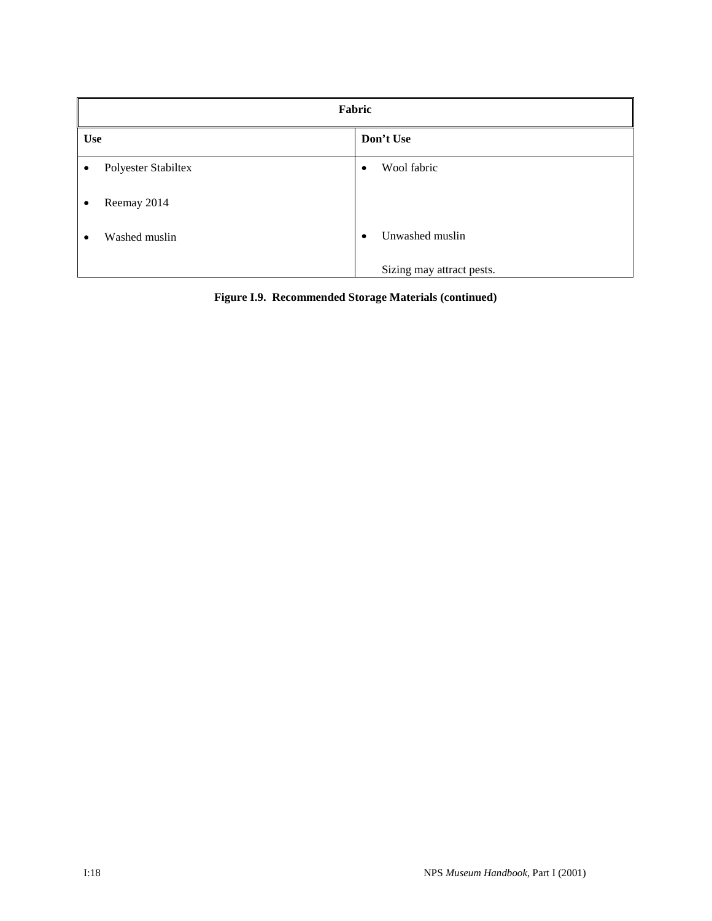| Fabric | |
|---|---|
| **Use** | **Don't Use** |
| • Polyester Stabiltex | • Wool fabric |
| • Reemay 2014 | |
| • Washed muslin | • Unwashed muslin<br><br>Sizing may attract pests. |

**Figure I.9. Recommended Storage Materials (continued)**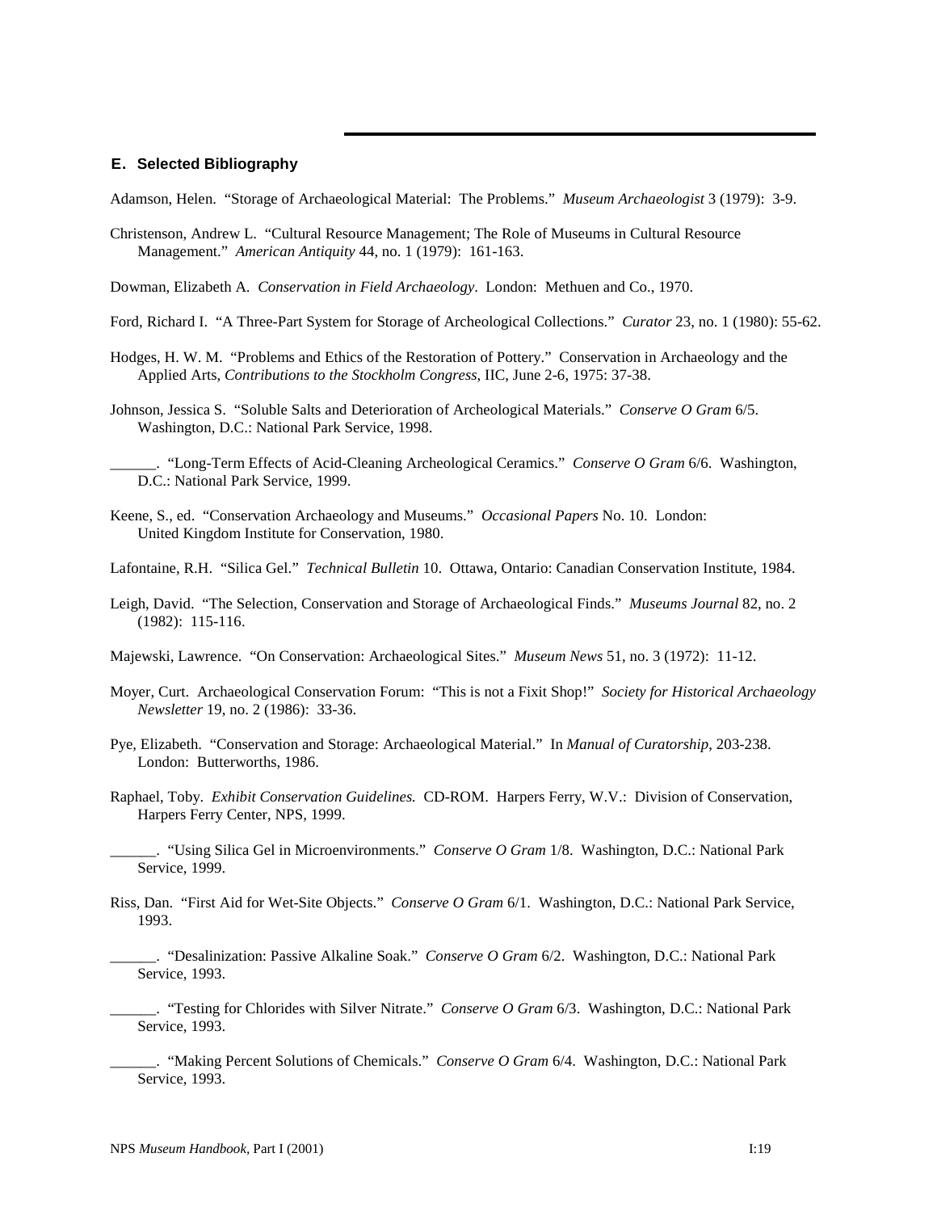### E. Selected Bibliography

Adamson, Helen. "Storage of Archaeological Material: The Problems." *Museum Archaeologist* 3 (1979): 3-9.

Christenson, Andrew L. "Cultural Resource Management; The Role of Museums in Cultural Resource Management." *American Antiquity* 44, no. 1 (1979): 161-163.

Dowman, Elizabeth A. *Conservation in Field Archaeology*. London: Methuen and Co., 1970.

Ford, Richard I. "A Three-Part System for Storage of Archeological Collections." *Curator* 23, no. 1 (1980): 55-62.

Hodges, H. W. M. "Problems and Ethics of the Restoration of Pottery." Conservation in Archaeology and the Applied Arts, *Contributions to the Stockholm Congress*, IIC, June 2-6, 1975: 37-38.

Johnson, Jessica S. "Soluble Salts and Deterioration of Archeological Materials." *Conserve O Gram* 6/5. Washington, D.C.: National Park Service, 1998.

______. "Long-Term Effects of Acid-Cleaning Archeological Ceramics." *Conserve O Gram* 6/6. Washington, D.C.: National Park Service, 1999.

Keene, S., ed. "Conservation Archaeology and Museums." *Occasional Papers* No. 10. London: United Kingdom Institute for Conservation, 1980.

Lafontaine, R.H. "Silica Gel." *Technical Bulletin* 10. Ottawa, Ontario: Canadian Conservation Institute, 1984.

Leigh, David. "The Selection, Conservation and Storage of Archaeological Finds." *Museums Journal* 82, no. 2 (1982): 115-116.

Majewski, Lawrence. "On Conservation: Archaeological Sites." *Museum News* 51, no. 3 (1972): 11-12.

Moyer, Curt. Archaeological Conservation Forum: "This is not a Fixit Shop!" *Society for Historical Archaeology Newsletter* 19, no. 2 (1986): 33-36.

Pye, Elizabeth. "Conservation and Storage: Archaeological Material." In *Manual of Curatorship*, 203-238. London: Butterworths, 1986.

Raphael, Toby. *Exhibit Conservation Guidelines.* CD-ROM. Harpers Ferry, W.V.: Division of Conservation, Harpers Ferry Center, NPS, 1999.

______. "Using Silica Gel in Microenvironments." *Conserve O Gram* 1/8. Washington, D.C.: National Park Service, 1999.

Riss, Dan. "First Aid for Wet-Site Objects." *Conserve O Gram* 6/1. Washington, D.C.: National Park Service, 1993.

______. "Desalinization: Passive Alkaline Soak." *Conserve O Gram* 6/2. Washington, D.C.: National Park Service, 1993.

______. "Testing for Chlorides with Silver Nitrate." *Conserve O Gram* 6/3. Washington, D.C.: National Park Service, 1993.

______. "Making Percent Solutions of Chemicals." *Conserve O Gram* 6/4. Washington, D.C.: National Park Service, 1993.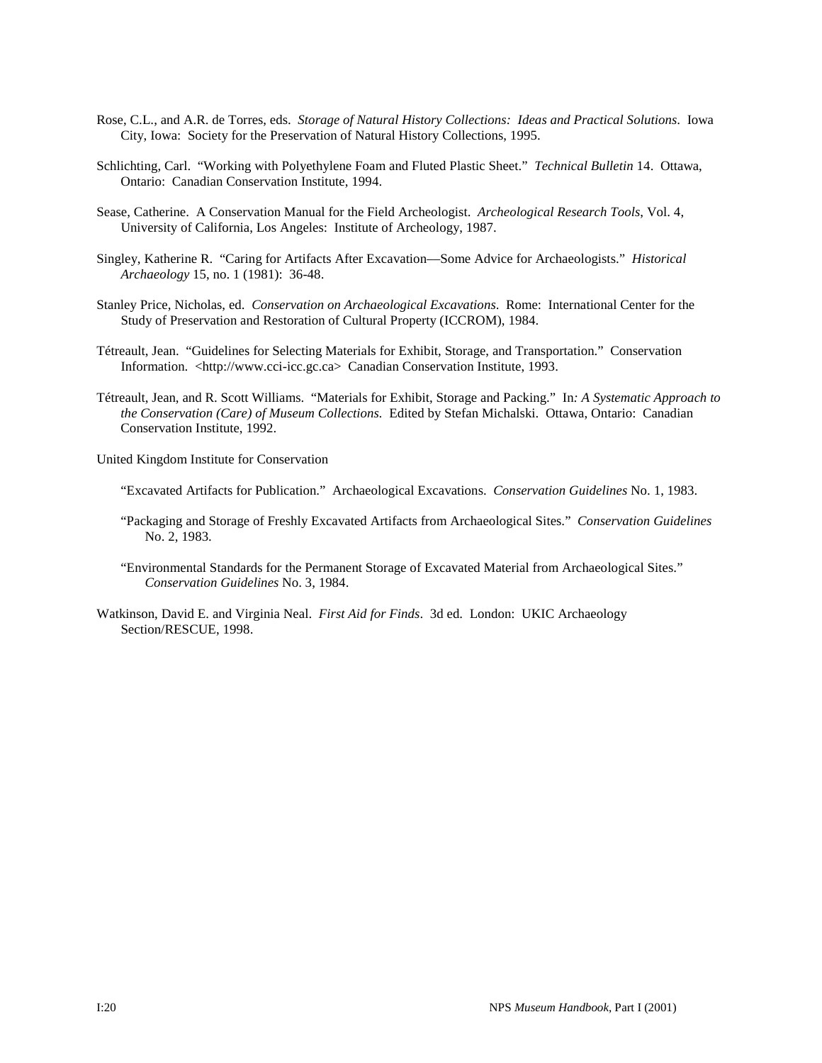Rose, C.L., and A.R. de Torres, eds. *Storage of Natural History Collections: Ideas and Practical Solutions*. Iowa City, Iowa: Society for the Preservation of Natural History Collections, 1995.

Schlichting, Carl. "Working with Polyethylene Foam and Fluted Plastic Sheet." *Technical Bulletin* 14. Ottawa, Ontario: Canadian Conservation Institute, 1994.

Sease, Catherine. A Conservation Manual for the Field Archeologist. *Archeological Research Tools*, Vol. 4, University of California, Los Angeles: Institute of Archeology, 1987.

Singley, Katherine R. "Caring for Artifacts After Excavation—Some Advice for Archaeologists." *Historical Archaeology* 15, no. 1 (1981): 36-48.

Stanley Price, Nicholas, ed. *Conservation on Archaeological Excavations*. Rome: International Center for the Study of Preservation and Restoration of Cultural Property (ICCROM), 1984.

Tétreault, Jean. "Guidelines for Selecting Materials for Exhibit, Storage, and Transportation." Conservation Information. <http://www.cci-icc.gc.ca> Canadian Conservation Institute, 1993.

Tétreault, Jean, and R. Scott Williams. "Materials for Exhibit, Storage and Packing." In*: A Systematic Approach to the Conservation (Care) of Museum Collections.* Edited by Stefan Michalski. Ottawa, Ontario: Canadian Conservation Institute, 1992.

United Kingdom Institute for Conservation

"Excavated Artifacts for Publication." Archaeological Excavations. *Conservation Guidelines* No. 1, 1983.

"Packaging and Storage of Freshly Excavated Artifacts from Archaeological Sites." *Conservation Guidelines* No. 2, 1983.

"Environmental Standards for the Permanent Storage of Excavated Material from Archaeological Sites." *Conservation Guidelines* No. 3, 1984.

Watkinson, David E. and Virginia Neal. *First Aid for Finds*. 3d ed. London: UKIC Archaeology Section/RESCUE, 1998.